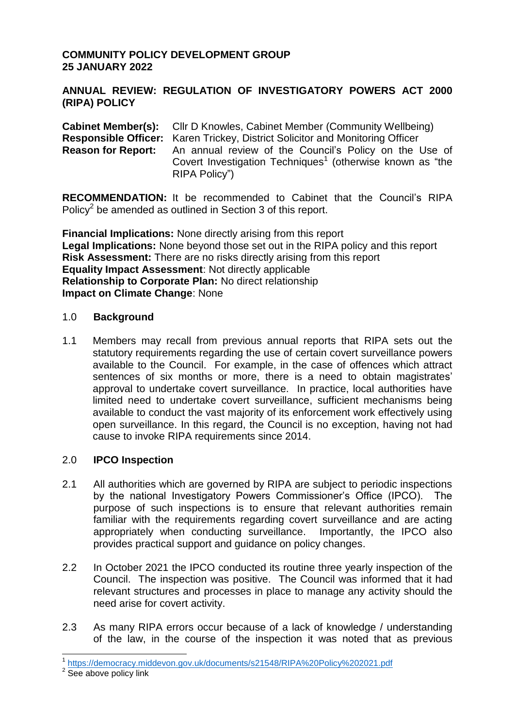**COMMUNITY POLICY DEVELOPMENT GROUP**
**25 JANUARY 2022**

**ANNUAL REVIEW: REGULATION OF INVESTIGATORY POWERS ACT 2000 (RIPA) POLICY**

**Cabinet Member(s):** Cllr D Knowles, Cabinet Member (Community Wellbeing)
**Responsible Officer:** Karen Trickey, District Solicitor and Monitoring Officer
**Reason for Report:** An annual review of the Council's Policy on the Use of Covert Investigation Techniques[1] (otherwise known as "the RIPA Policy")

**RECOMMENDATION:** It be recommended to Cabinet that the Council's RIPA Policy[2] be amended as outlined in Section 3 of this report.

**Financial Implications:** None directly arising from this report
**Legal Implications:** None beyond those set out in the RIPA policy and this report
**Risk Assessment:** There are no risks directly arising from this report
**Equality Impact Assessment**: Not directly applicable
**Relationship to Corporate Plan:** No direct relationship
**Impact on Climate Change**: None

## 1.0 Background

1.1 Members may recall from previous annual reports that RIPA sets out the statutory requirements regarding the use of certain covert surveillance powers available to the Council. For example, in the case of offences which attract sentences of six months or more, there is a need to obtain magistrates' approval to undertake covert surveillance. In practice, local authorities have limited need to undertake covert surveillance, sufficient mechanisms being available to conduct the vast majority of its enforcement work effectively using open surveillance. In this regard, the Council is no exception, having not had cause to invoke RIPA requirements since 2014.

## 2.0 IPCO Inspection

2.1 All authorities which are governed by RIPA are subject to periodic inspections by the national Investigatory Powers Commissioner's Office (IPCO). The purpose of such inspections is to ensure that relevant authorities remain familiar with the requirements regarding covert surveillance and are acting appropriately when conducting surveillance. Importantly, the IPCO also provides practical support and guidance on policy changes.

2.2 In October 2021 the IPCO conducted its routine three yearly inspection of the Council. The inspection was positive. The Council was informed that it had relevant structures and processes in place to manage any activity should the need arise for covert activity.

2.3 As many RIPA errors occur because of a lack of knowledge / understanding of the law, in the course of the inspection it was noted that as previous

[1] https://democracy.middevon.gov.uk/documents/s21548/RIPA%20Policy%202021.pdf
[2] See above policy link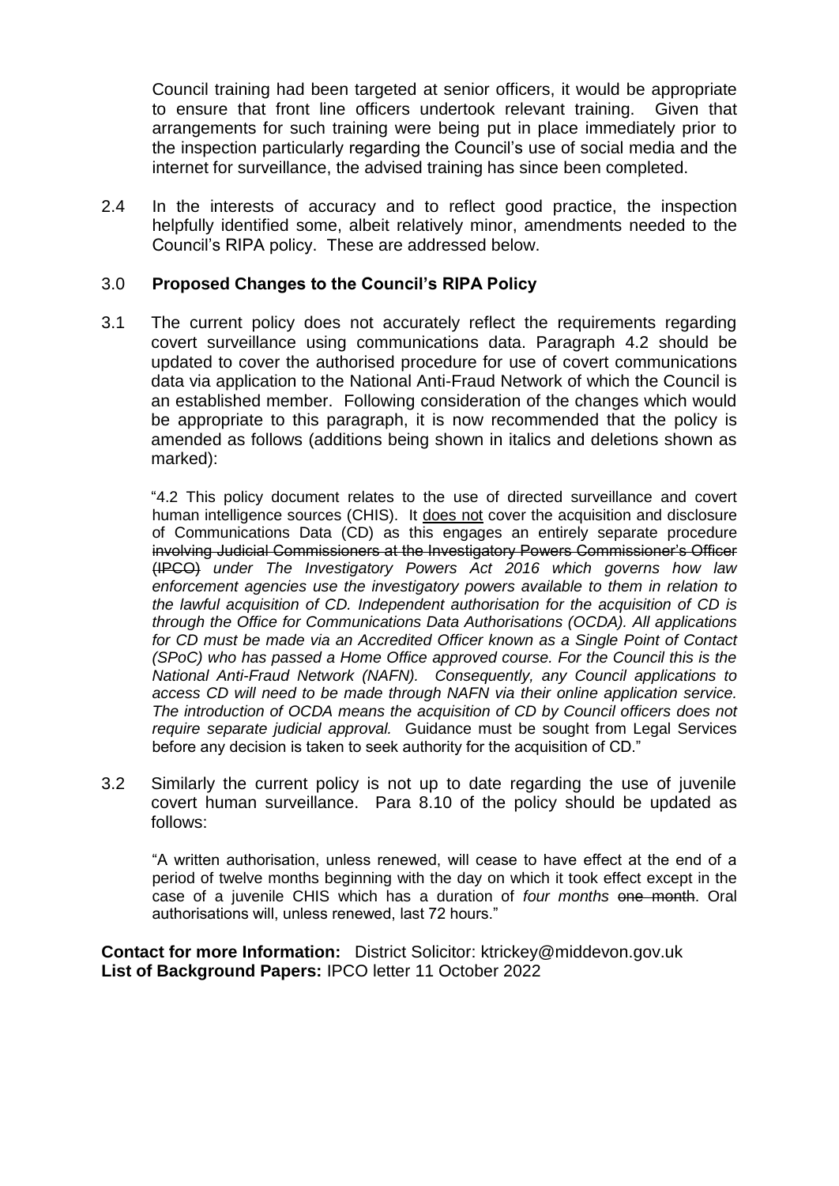Council training had been targeted at senior officers, it would be appropriate to ensure that front line officers undertook relevant training. Given that arrangements for such training were being put in place immediately prior to the inspection particularly regarding the Council's use of social media and the internet for surveillance, the advised training has since been completed.

2.4 In the interests of accuracy and to reflect good practice, the inspection helpfully identified some, albeit relatively minor, amendments needed to the Council's RIPA policy. These are addressed below.

## 3.0 **Proposed Changes to the Council's RIPA Policy**

3.1 The current policy does not accurately reflect the requirements regarding covert surveillance using communications data. Paragraph 4.2 should be updated to cover the authorised procedure for use of covert communications data via application to the National Anti-Fraud Network of which the Council is an established member. Following consideration of the changes which would be appropriate to this paragraph, it is now recommended that the policy is amended as follows (additions being shown in italics and deletions shown as marked):

> "4.2 This policy document relates to the use of directed surveillance and covert human intelligence sources (CHIS). It <u>does not</u> cover the acquisition and disclosure of Communications Data (CD) as this engages an entirely separate procedure ~~involving Judicial Commissioners at the Investigatory Powers Commissioner's Officer (IPCO)~~ *under The Investigatory Powers Act 2016 which governs how law enforcement agencies use the investigatory powers available to them in relation to the lawful acquisition of CD. Independent authorisation for the acquisition of CD is through the Office for Communications Data Authorisations (OCDA). All applications for CD must be made via an Accredited Officer known as a Single Point of Contact (SPoC) who has passed a Home Office approved course. For the Council this is the National Anti-Fraud Network (NAFN). Consequently, any Council applications to access CD will need to be made through NAFN via their online application service. The introduction of OCDA means the acquisition of CD by Council officers does not require separate judicial approval.* Guidance must be sought from Legal Services before any decision is taken to seek authority for the acquisition of CD."

3.2 Similarly the current policy is not up to date regarding the use of juvenile covert human surveillance. Para 8.10 of the policy should be updated as follows:

> "A written authorisation, unless renewed, will cease to have effect at the end of a period of twelve months beginning with the day on which it took effect except in the case of a juvenile CHIS which has a duration of *four months* ~~one month~~. Oral authorisations will, unless renewed, last 72 hours."

**Contact for more Information:** District Solicitor: ktrickey@middevon.gov.uk
**List of Background Papers:** IPCO letter 11 October 2022